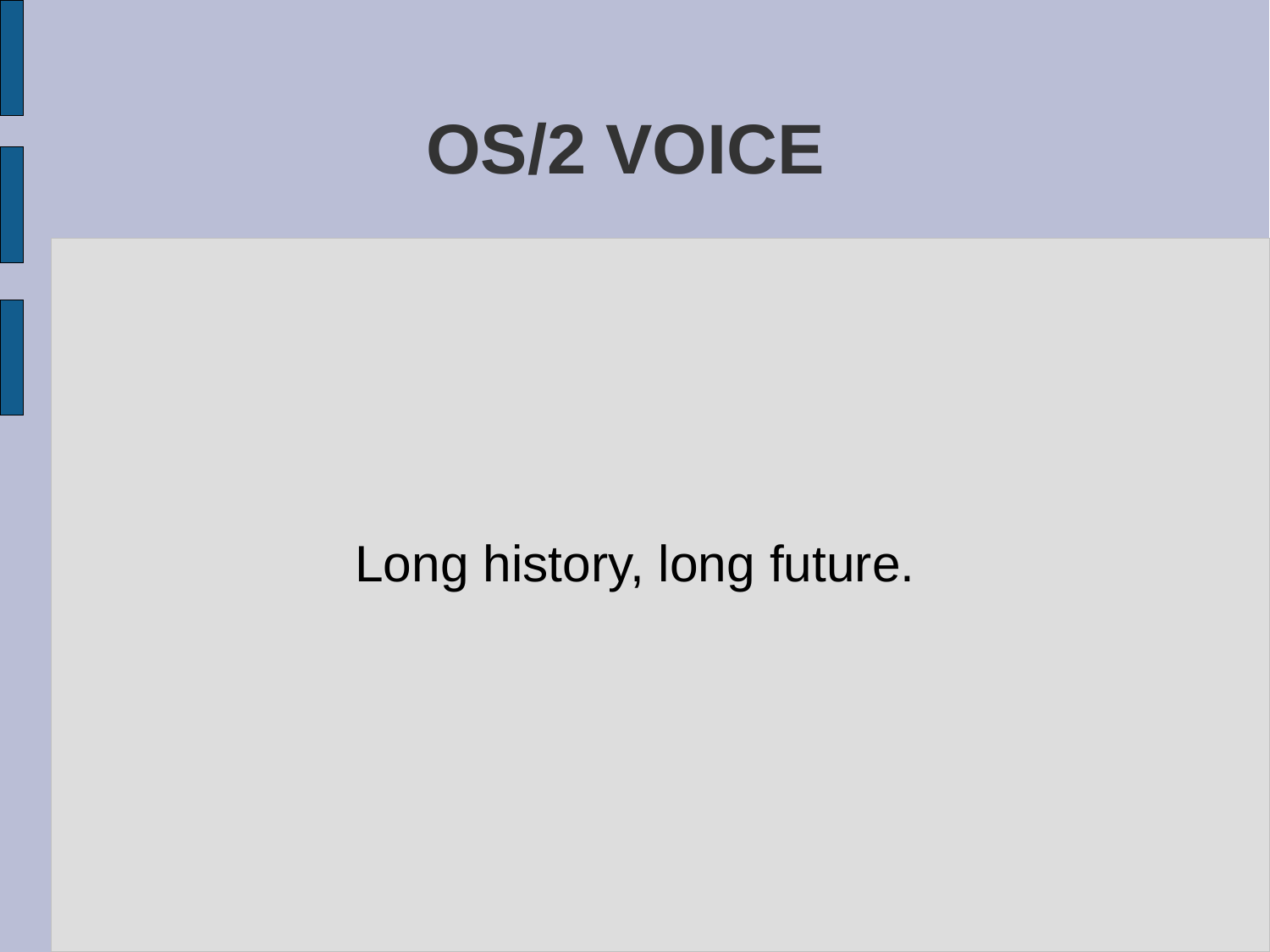# OS/2 VOICE

Long history, long future.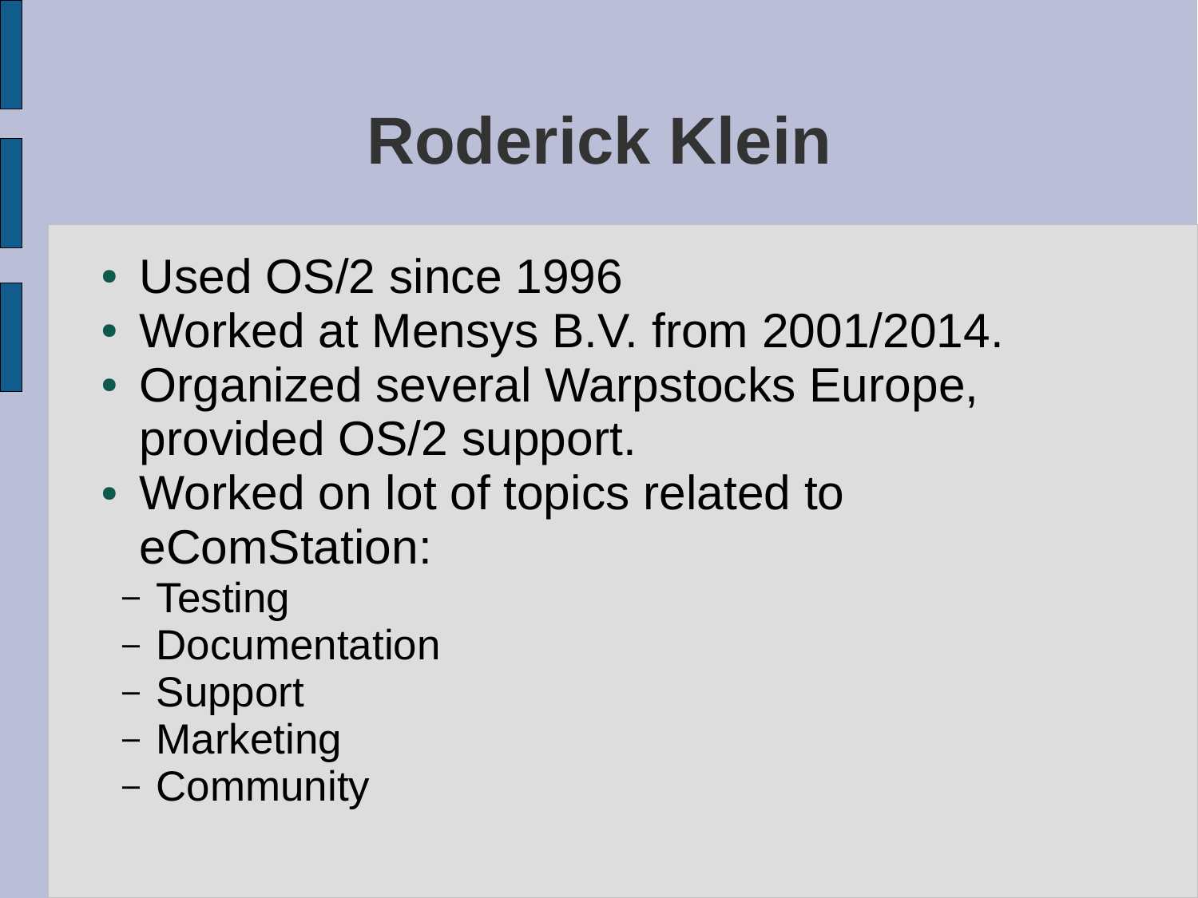# Roderick Klein

- Used OS/2 since 1996
- Worked at Mensys B.V. from 2001/2014.
- Organized several Warpstocks Europe, provided OS/2 support.
- Worked on lot of topics related to eComStation:
  - Testing
  - Documentation
  - Support
  - Marketing
  - Community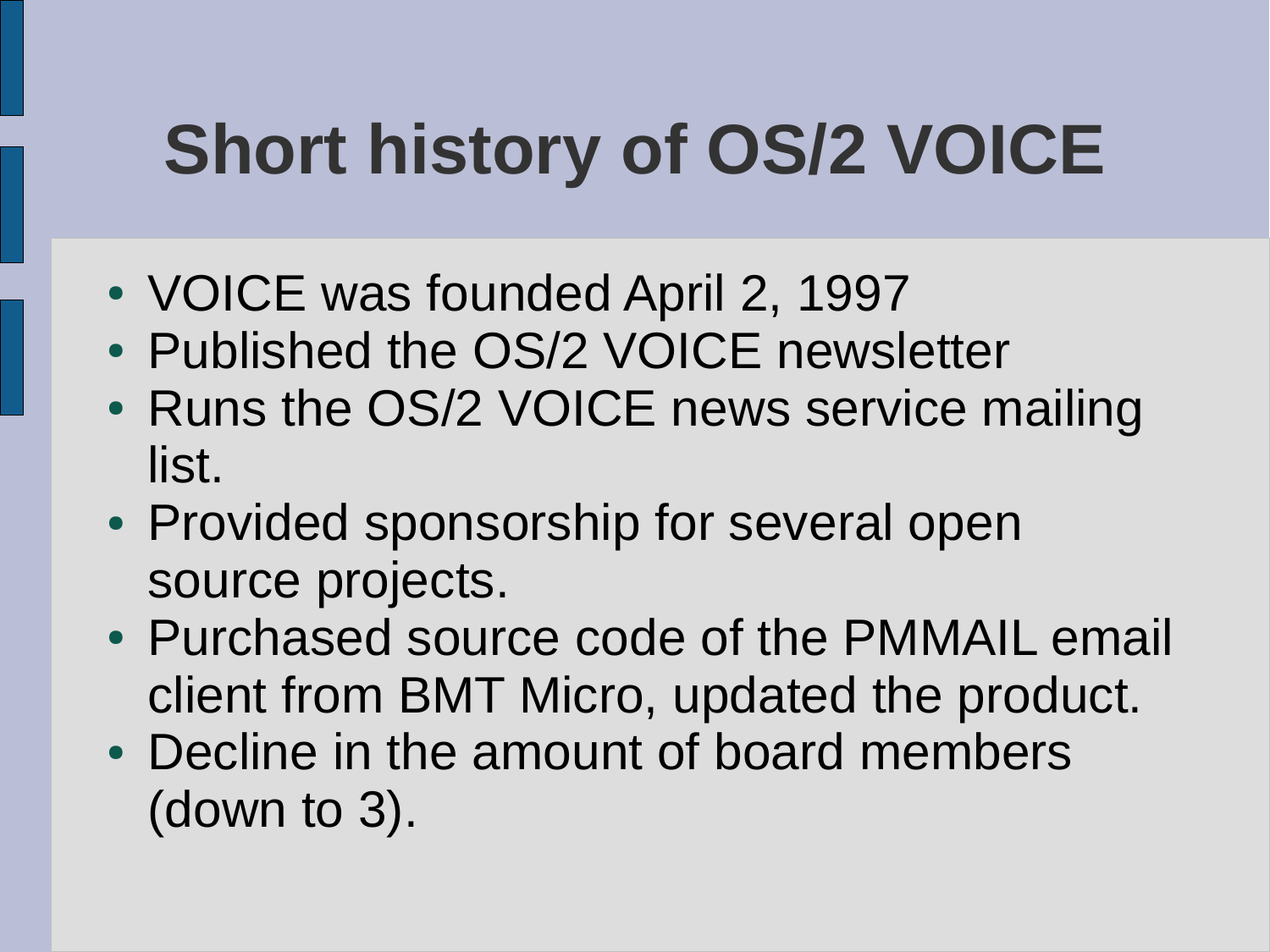# Short history of OS/2 VOICE

- VOICE was founded April 2, 1997
- Published the OS/2 VOICE newsletter
- Runs the OS/2 VOICE news service mailing list.
- Provided sponsorship for several open source projects.
- Purchased source code of the PMMAIL email client from BMT Micro, updated the product.
- Decline in the amount of board members (down to 3).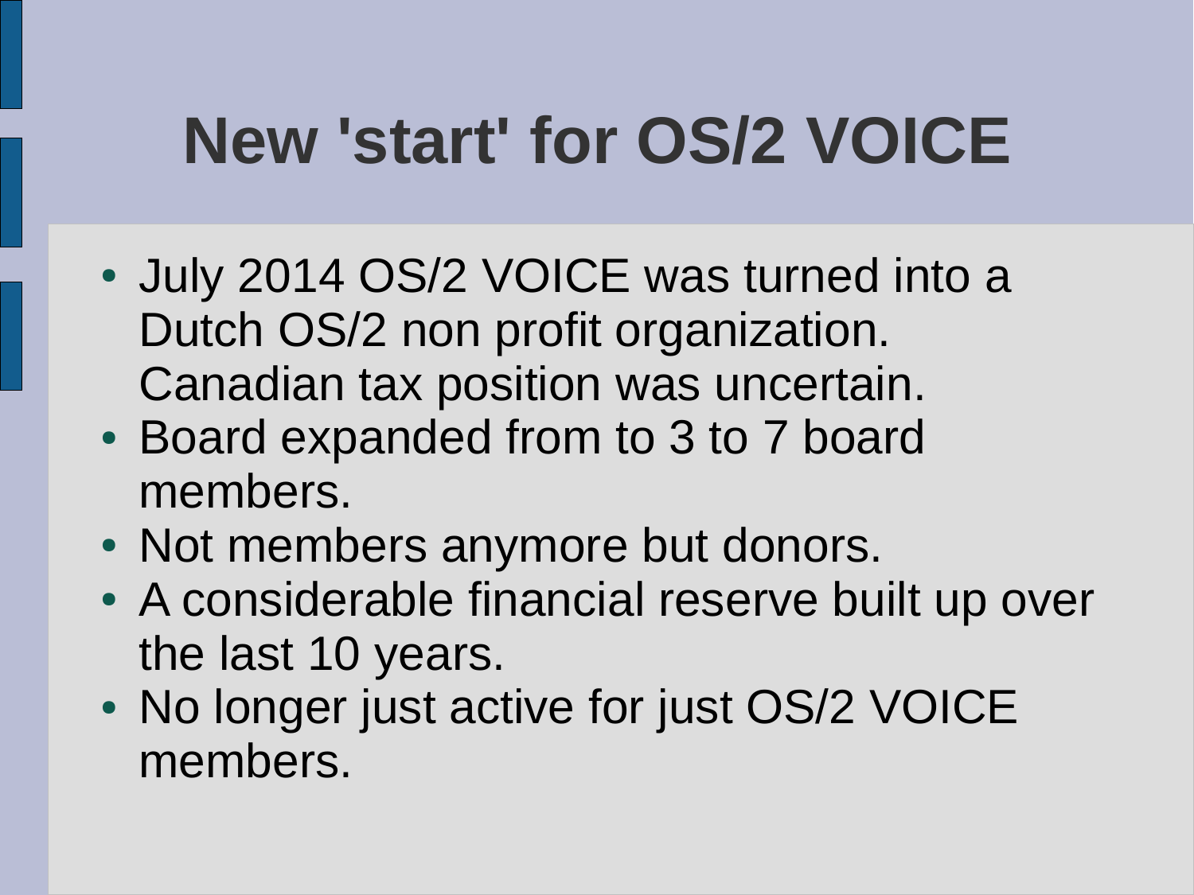# New 'start' for OS/2 VOICE

- July 2014 OS/2 VOICE was turned into a Dutch OS/2 non profit organization. Canadian tax position was uncertain.
- Board expanded from to 3 to 7 board members.
- Not members anymore but donors.
- A considerable financial reserve built up over the last 10 years.
- No longer just active for just OS/2 VOICE members.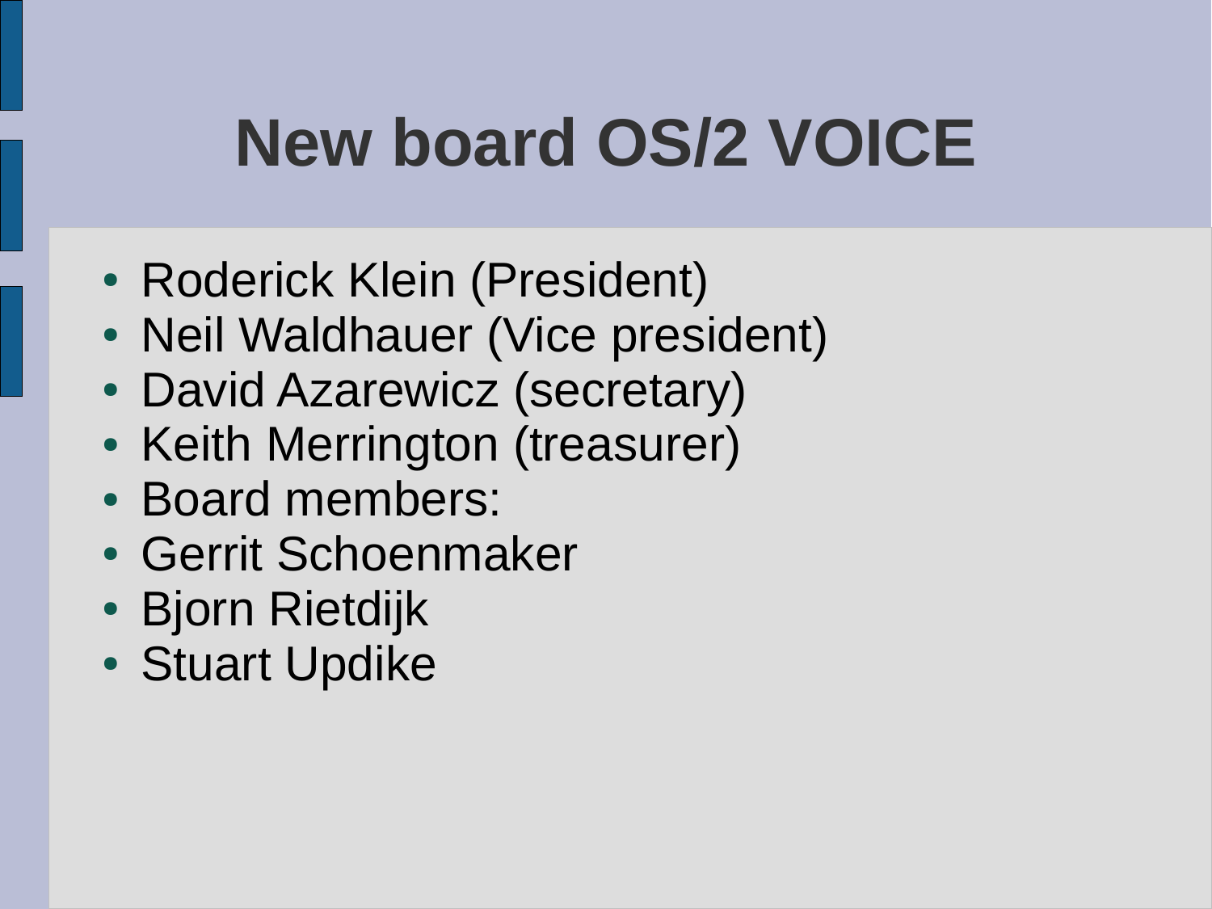# New board OS/2 VOICE

- Roderick Klein (President)
- Neil Waldhauer (Vice president)
- David Azarewicz (secretary)
- Keith Merrington (treasurer)
- Board members:
- Gerrit Schoenmaker
- Bjorn Rietdijk
- Stuart Updike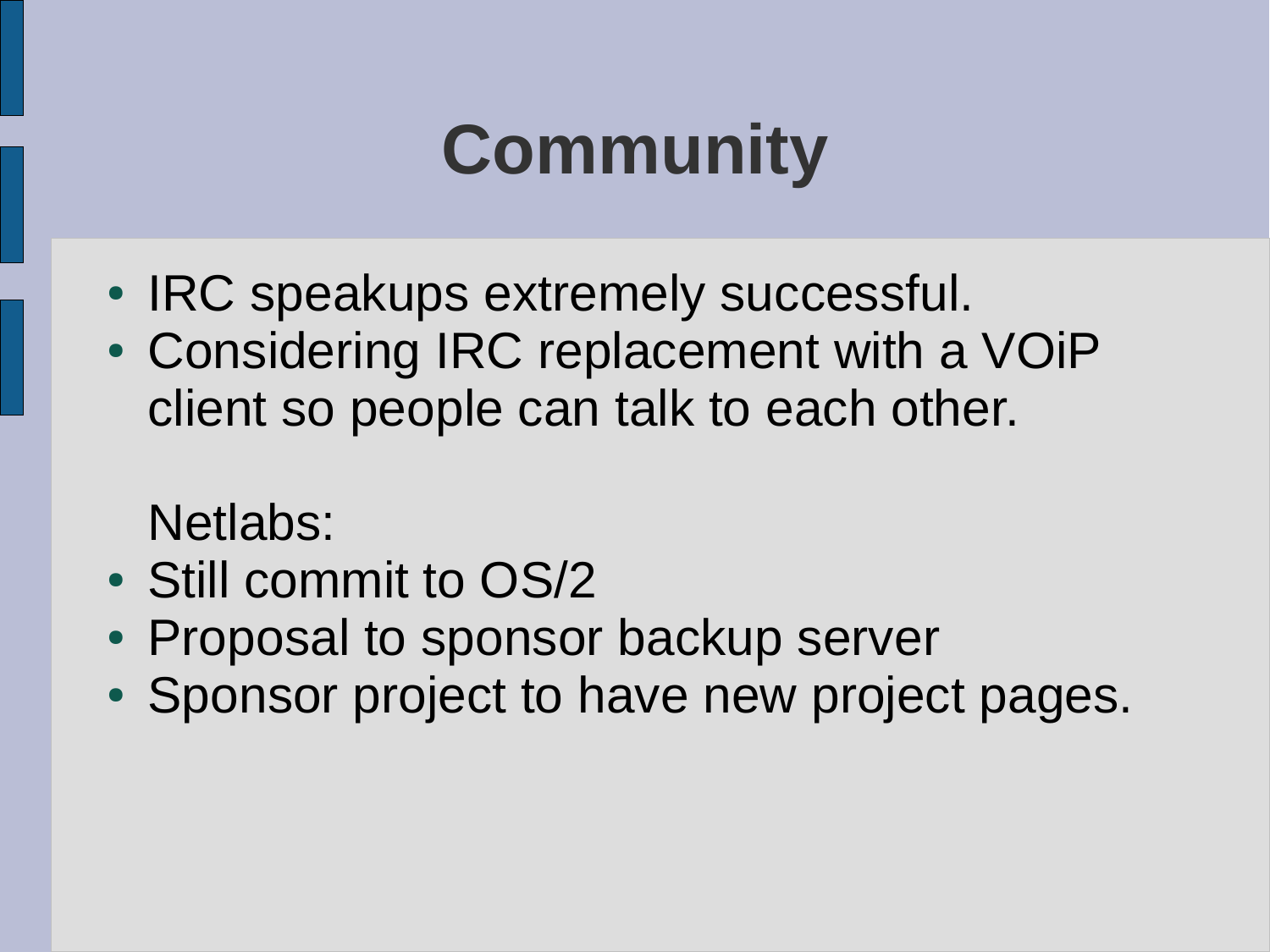# Community

- IRC speakups extremely successful.
- Considering IRC replacement with a VOiP client so people can talk to each other.

  Netlabs:
- Still commit to OS/2
- Proposal to sponsor backup server
- Sponsor project to have new project pages.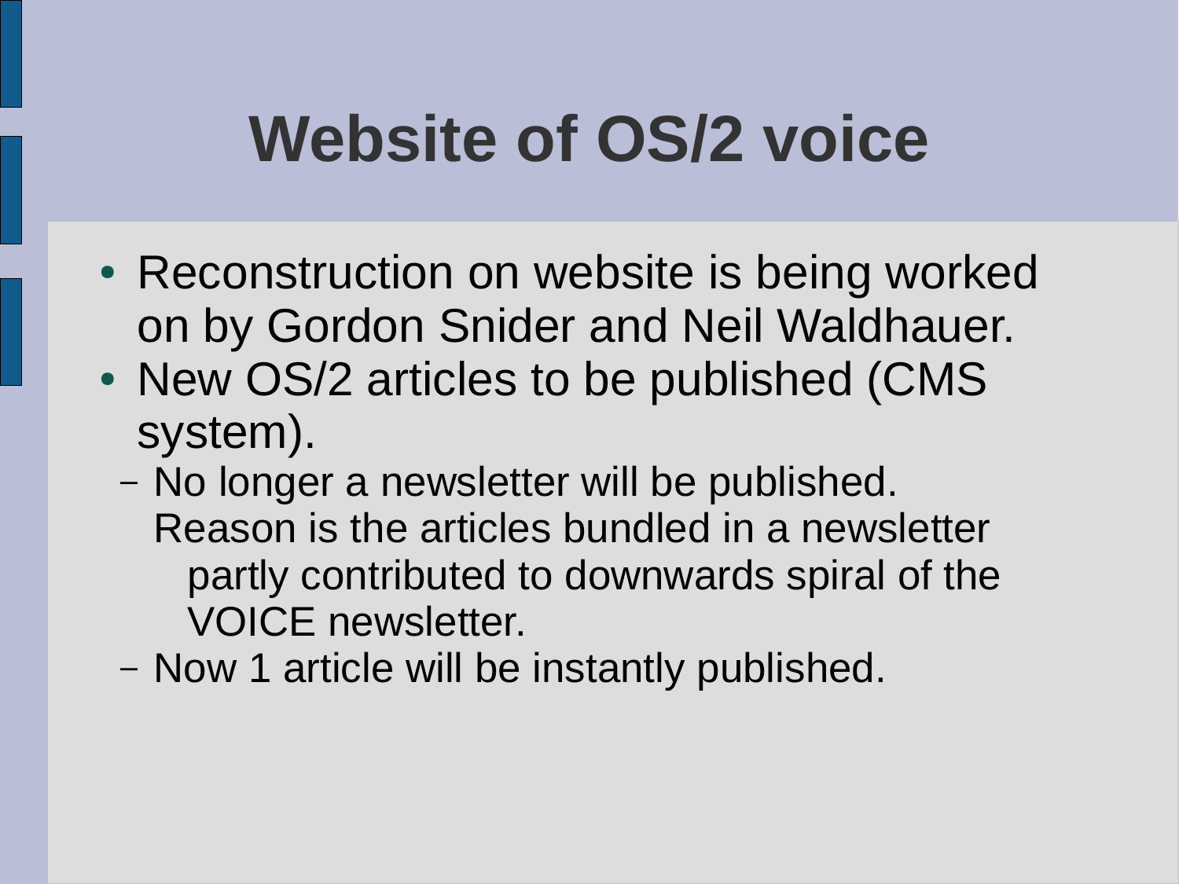# Website of OS/2 voice

- Reconstruction on website is being worked on by Gordon Snider and Neil Waldhauer.
- New OS/2 articles to be published (CMS system).
  - No longer a newsletter will be published. Reason is the articles bundled in a newsletter partly contributed to downwards spiral of the VOICE newsletter.
  - Now 1 article will be instantly published.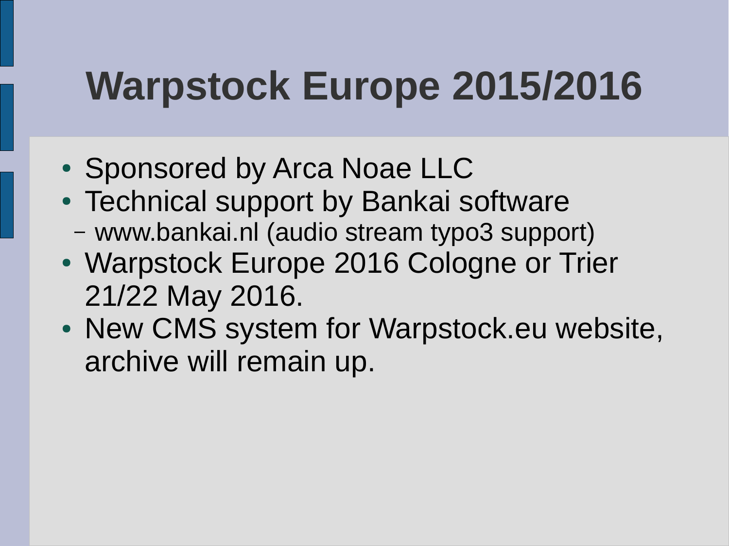# Warpstock Europe 2015/2016

- Sponsored by Arca Noae LLC
- Technical support by Bankai software
  - www.bankai.nl (audio stream typo3 support)
- Warpstock Europe 2016 Cologne or Trier 21/22 May 2016.
- New CMS system for Warpstock.eu website, archive will remain up.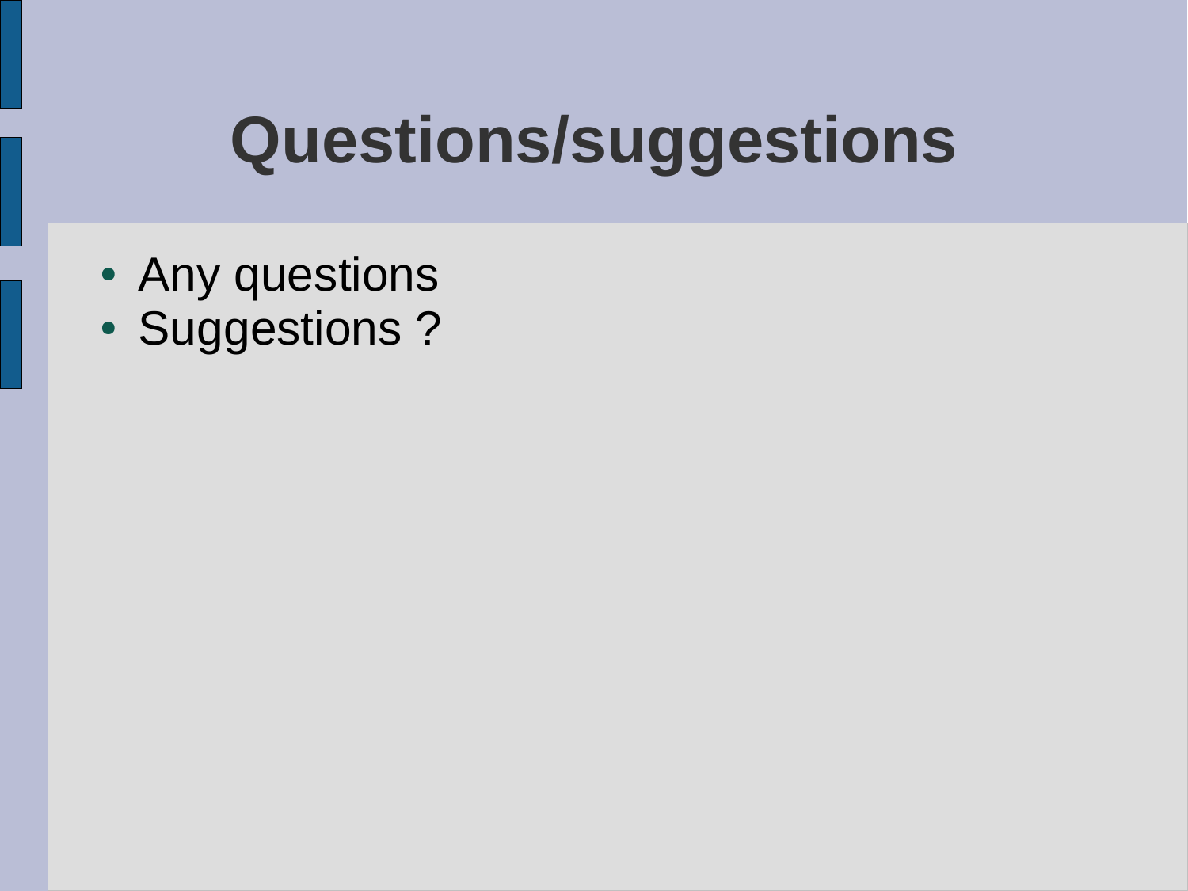# Questions/suggestions

- Any questions
- Suggestions ?